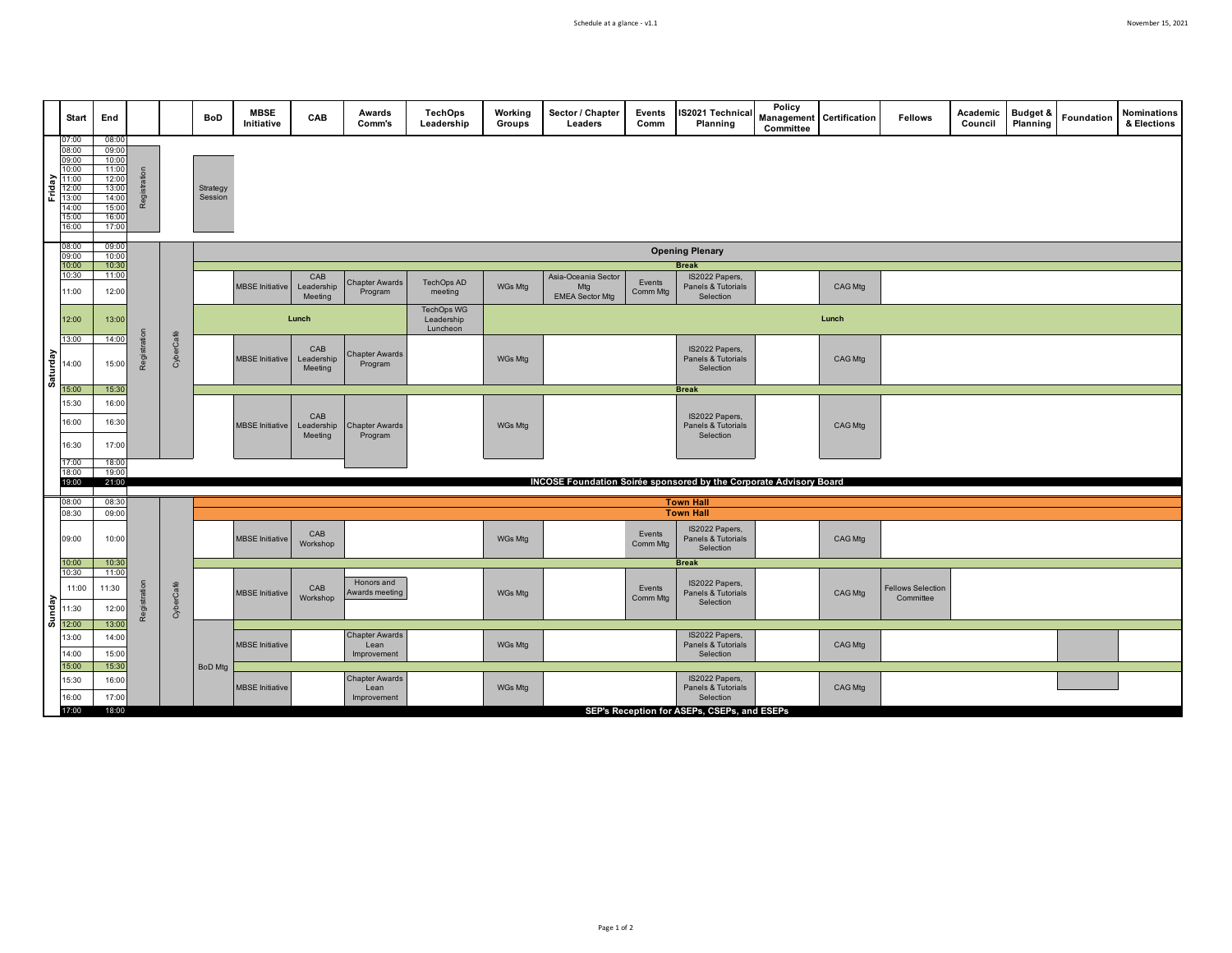| | Start | End | | | BoD | MBSE Initiative | CAB | Awards Comm's | TechOps Leadership | Working Groups | Sector / Chapter Leaders | Events Comm | IS2021 Technical Planning | Policy Management Committee | Certification | Fellows | Academic Council | Budget & Planning | Foundation | Nominations & Elections |
|---|---|---|---|---|---|---|---|---|---|---|---|---|---|---|---|---|---|---|---|---|
| Friday | 07:00 | 08:00 | | | | | | | | | | | | | | | | | | |
| | 08:00 | 09:00 | Registration | | | | | | | | | | | | | | | | | |
| | 09:00 | 10:00 | | | Strategy Session | | | | | | | | | | | | | | | |
| | 10:00 | 11:00 | | | | | | | | | | | | | | | | | | |
| | 11:00 | 12:00 | | | | | | | | | | | | | | | | | | |
| | 12:00 | 13:00 | | | | | | | | | | | | | | | | | | |
| | 13:00 | 14:00 | | | | | | | | | | | | | | | | | | |
| | 14:00 | 15:00 | | | | | | | | | | | | | | | | | | |
| | 15:00 | 16:00 | | | | | | | | | | | | | | | | | | |
| | 16:00 | 17:00 | | | | | | | | | | | | | | | | | | |
| Saturday | 08:00 | 09:00 | Registration | CyberCafé | Opening Plenary | | | | | | | | | | | | | | | |
| | 09:00 | 10:00 | | | | | | | | | | | | | | | | | | |
| | 10:00 | 10:30 | | | Break | | | | | | | | | | | | | | | |
| | 10:30 | 11:00 | | | | MBSE Initiative | CAB Leadership Meeting | Chapter Awards Program | TechOps AD meeting | WGs Mtg | Asia-Oceania Sector Mtg EMEA Sector Mtg | Events Comm Mtg | IS2022 Papers, Panels & Tutorials Selection | | CAG Mtg | | | | | |
| | 11:00 | 12:00 | | | | | | | | | | | | | | | | | | |
| | 12:00 | 13:00 | | | Lunch | | | | TechOps WG Leadership Luncheon | Lunch | | | | | | | | | | |
| | 13:00 | 14:00 | | | | MBSE Initiative | CAB Leadership Meeting | Chapter Awards Program | | WGs Mtg | | | IS2022 Papers, Panels & Tutorials Selection | | CAG Mtg | | | | | |
| | 14:00 | 15:00 | | | | | | | | | | | | | | | | | | |
| | 15:00 | 15:30 | | | Break | | | | | | | | | | | | | | | |
| | 15:30 | 16:00 | | | | MBSE Initiative | CAB Leadership Meeting | Chapter Awards Program | | WGs Mtg | | | IS2022 Papers, Panels & Tutorials Selection | | CAG Mtg | | | | | |
| | 16:00 | 16:30 | | | | | | | | | | | | | | | | | | |
| | 16:30 | 17:00 | | | | | | | | | | | | | | | | | | |
| | 17:00 | 18:00 | | | | | | | | | | | | | | | | | | |
| | 18:00 | 19:00 | | | | | | | | | | | | | | | | | | |
| | 19:00 | 21:00 | | | INCOSE Foundation Soirée sponsored by the Corporate Advisory Board | | | | | | | | | | | | | | | |
| Sunday | 08:00 | 08:30 | Registration | CyberCafé | Town Hall | | | | | | | | | | | | | | | |
| | 08:30 | 09:00 | | | Town Hall | | | | | | | | | | | | | | | |
| | 09:00 | 10:00 | | | | MBSE Initiative | CAB Workshop | | | WGs Mtg | | Events Comm Mtg | IS2022 Papers, Panels & Tutorials Selection | | CAG Mtg | | | | | |
| | 10:00 | 10:30 | | | Break | | | | | | | | | | | | | | | |
| | 10:30 | 11:00 | | | | MBSE Initiative | CAB Workshop | Honors and Awards meeting | | WGs Mtg | | Events Comm Mtg | IS2022 Papers, Panels & Tutorials Selection | | CAG Mtg | Fellows Selection Committee | | | | |
| | 11:00 | 11:30 | | | | | | | | | | | | | | | | | | |
| | 11:30 | 12:00 | | | | | | | | | | | | | | | | | | |
| | 12:00 | 13:00 | | | BoD Mtg | | | | | | | | | | | | | | | |
| | 13:00 | 14:00 | | | | MBSE Initiative | | Chapter Awards Lean Improvement | | WGs Mtg | | | IS2022 Papers, Panels & Tutorials Selection | | CAG Mtg | | | | | |
| | 14:00 | 15:00 | | | | | | | | | | | | | | | | | | |
| | 15:00 | 15:30 | | | | | | | | | | | | | | | | | | |
| | 15:30 | 16:00 | | | | MBSE Initiative | | Chapter Awards Lean Improvement | | WGs Mtg | | | IS2022 Papers, Panels & Tutorials Selection | | CAG Mtg | | | | | |
| | 16:00 | 17:00 | | | | | | | | | | | | | | | | | | |
| | 17:00 | 18:00 | | | SEP's Reception for ASEPs, CSEPs, and ESEPs | | | | | | | | | | | | | | | |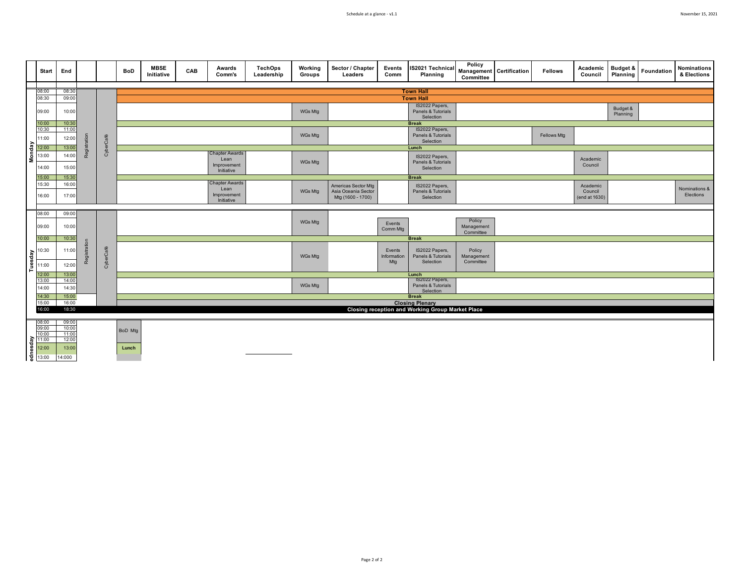| | Start | End | | | BoD | MBSE Initiative | CAB | Awards Comm's | TechOps Leadership | Working Groups | Sector / Chapter Leaders | Events Comm | IS2021 Technical Planning | Policy Management Committee | Certification | Fellows | Academic Council | Budget & Planning | Foundation | Nominations & Elections |
|---|---|---|---|---|---|---|---|---|---|---|---|---|---|---|---|---|---|---|---|---|
| Monday | 08:00 | 08:30 | Registration | CyberCafé | Town Hall | | | | | | | | | | | | | | | |
| | 08:30 | 09:00 | | | Town Hall | | | | | | | | | | | | | | | |
| | 09:00 | 10:00 | | | | | | | | WGs Mtg | | | IS2022 Papers, Panels & Tutorials Selection | | | | | Budget & Planning | | |
| | 10:00 | 10:30 | | | Break | | | | | | | | | | | | | | | |
| | 10:30 | 11:00 | | | | | | | | WGs Mtg | | | IS2022 Papers, Panels & Tutorials Selection | | | Fellows Mtg | | | | |
| | 11:00 | 12:00 | | | | | | | | | | | | | | | | | | |
| | 12:00 | 13:00 | | | Lunch | | | | | | | | | | | | | | | |
| | 13:00 | 14:00 | | | | | | Chapter Awards Lean Improvement Initiative | | WGs Mtg | | | IS2022 Papers, Panels & Tutorials Selection | | | | Academic Council | | | |
| | 14:00 | 15:00 | | | | | | | | | | | | | | | | | | |
| | 15:00 | 15:30 | | | Break | | | | | | | | | | | | | | | |
| | 15:30 | 16:00 | | | | | | Chapter Awards Lean Improvement Initiative | | WGs Mtg | Americas Sector Mtg Asia Oceania Sector Mtg (1600 - 1700) | | IS2022 Papers, Panels & Tutorials Selection | | | | Academic Council (end at 1630) | | | Nominations & Elections |
| | 16:00 | 17:00 | | | | | | | | | | | | | | | | | | |
| Tuesday | 08:00 | 09:00 | Registration | CyberCafé | | | | | | WGs Mtg | | Events Comm Mtg | | Policy Management Committee | | | | | | |
| | 09:00 | 10:00 | | | | | | | | | | | | | | | | | | |
| | 10:00 | 10:30 | | | Break | | | | | | | | | | | | | | | |
| | 10:30 | 11:00 | | | | | | | | WGs Mtg | | Events Information Mtg | IS2022 Papers, Panels & Tutorials Selection | Policy Management Committee | | | | | | |
| | 11:00 | 12:00 | | | | | | | | | | | | | | | | | | |
| | 12:00 | 13:00 | | | Lunch | | | | | | | | | | | | | | | |
| | 13:00 | 14:00 | | | | | | | | WGs Mtg | | | IS2022 Papers, Panels & Tutorials Selection | | | | | | | |
| | 14:00 | 14:30 | | | | | | | | | | | | | | | | | | |
| | 14:30 | 15:00 | | | Break | | | | | | | | | | | | | | | |
| | 15:00 | 16:00 | | | Closing Plenary | | | | | | | | | | | | | | | |
| | 16:00 | 18:30 | Closing reception and Working Group Market Place | | | | | | | | | | | | | | | | | |
| Wednesday | 08:00 | 09:00 | | | BoD Mtg | | | | | | | | | | | | | | | |
| | 09:00 | 10:00 | | | | | | | | | | | | | | | | | | |
| | 10:00 | 11:00 | | | | | | | | | | | | | | | | | | |
| | 11:00 | 12:00 | | | | | | | | | | | | | | | | | | |
| | 12:00 | 13:00 | | | Lunch | | | | | | | | | | | | | | | |
| | 13:00 | 14:000 | | | | | | | | | | | | | | | | | | |